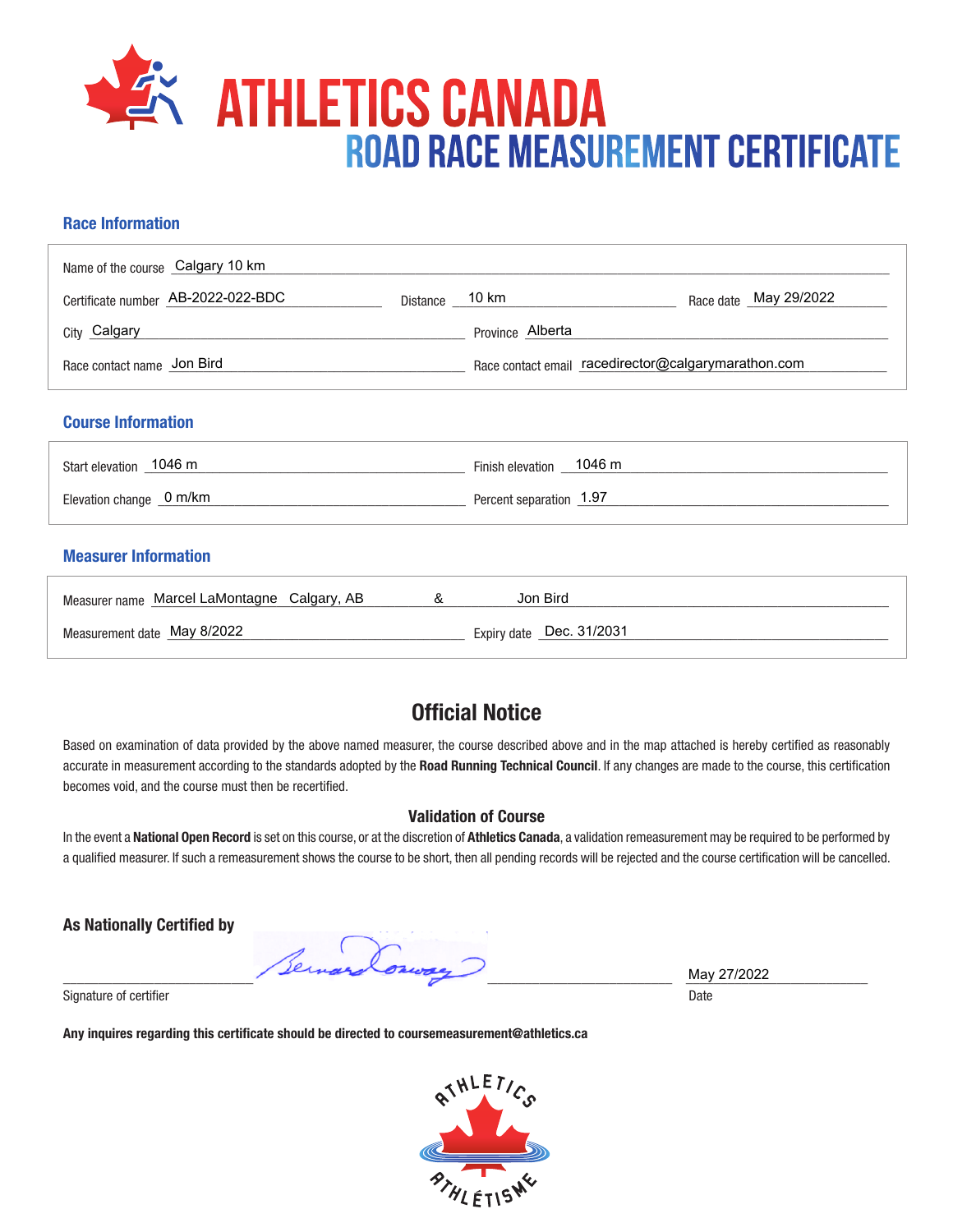# ATHLETICS CANADA

## ROAD RACE MEASUREMENT CERTIFICATE

### Race Information

Name of the course: Calgary 10 km

Certificate number: AB-2022-022-BDC | Distance: 10 km | Race date: May 29/2022

City: Calgary | Province: Alberta

Race contact name: Jon Bird | Race contact email: racedirector@calgarymarathon.com

### Course Information

Start elevation: 1046 m | Finish elevation: 1046 m

Elevation change: 0 m/km | Percent separation: 1.97

### Measurer Information

Measurer name: Marcel LaMontagne Calgary, AB & Jon Bird

Measurement date: May 8/2022 | Expiry date: Dec. 31/2031

## Official Notice

Based on examination of data provided by the above named measurer, the course described above and in the map attached is hereby certified as reasonably accurate in measurement according to the standards adopted by the **Road Running Technical Council**. If any changes are made to the course, this certification becomes void, and the course must then be recertified.

### Validation of Course

In the event a **National Open Record** is set on this course, or at the discretion of **Athletics Canada**, a validation remeasurement may be required to be performed by a qualified measurer. If such a remeasurement shows the course to be short, then all pending records will be rejected and the course certification will be cancelled.

**As Nationally Certified by**

Bernard Conway

Signature of certifier

May 27/2022

Date

**Any inquires regarding this certificate should be directed to coursemeasurement@athletics.ca**

ATHLETICS ATHLÉTISME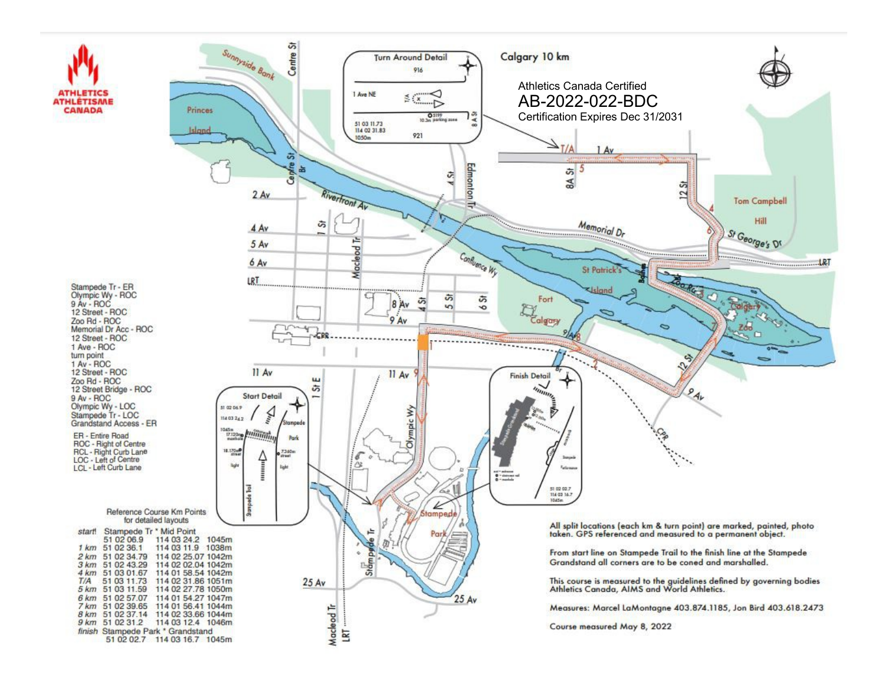# Calgary 10 km

ATHLETICS ATHLÉTISME CANADA

Athletics Canada Certified
AB-2022-022-BDC
Certification Expires Dec 31/2031

Stampede Tr - ER
Olympic Wy - ROC
9 Av - ROC
12 Street - ROC
Zoo Rd - ROC
Memorial Dr Acc - ROC
12 Street - ROC
1 Ave - ROC
turn point
1 Av - ROC
12 Street - ROC
Zoo Rd - ROC
12 Street Bridge - ROC
9 Av - ROC
Olympic Wy - LOC
Stampede Tr - LOC
Grandstand Access - ER

ER - Entire Road
ROC - Right of Centre
RCL - Right Curb Lane
LOC - Left of Centre
LCL - Left Curb Lane

Reference Course Km Points for detailed layouts

| | | | | |
|---|---|---|---|---|
| start | Stampede Tr * Mid Point | | | |
| | | 51 02 06.9 | 114 03 24.2 | 1045m |
| 1 km | | 51 02 36.1 | 114 03 11.9 | 1038m |
| 2 km | | 51 02 34.79 | 114 02 25.07 | 1042m |
| 3 km | | 51 02 43.29 | 114 02 02.04 | 1042m |
| 4 km | | 51 03 01.67 | 114 01 58.54 | 1042m |
| T/A | | 51 03 11.73 | 114 02 31.86 | 1051m |
| 5 km | | 51 03 11.59 | 114 02 27.78 | 1050m |
| 6 km | | 51 02 57.07 | 114 01 54.27 | 1047m |
| 7 km | | 51 02 39.65 | 114 01 56.41 | 1044m |
| 8 km | | 51 02 37.14 | 114 02 33.66 | 1044m |
| 9 km | | 51 02 31.2 | 114 03 12.4 | 1046m |
| finish | Stampede Park * Grandstand | | | |
| | | 51 02 02.7 | 114 03 16.7 | 1045m |

Turn Around Detail

Start Detail

Finish Detail

All split locations (each km & turn point) are marked, painted, photo taken. GPS referenced and measured to a permanent object.

From start line on Stampede Trail to the finish line at the Stampede Grandstand all corners are to be coned and marshalled.

This course is measured to the guidelines defined by governing bodies Athletics Canada, AIMS and World Athletics.

Measures: Marcel LaMontagne 403.874.1185, Jon Bird 403.618.2473

Course measured May 8, 2022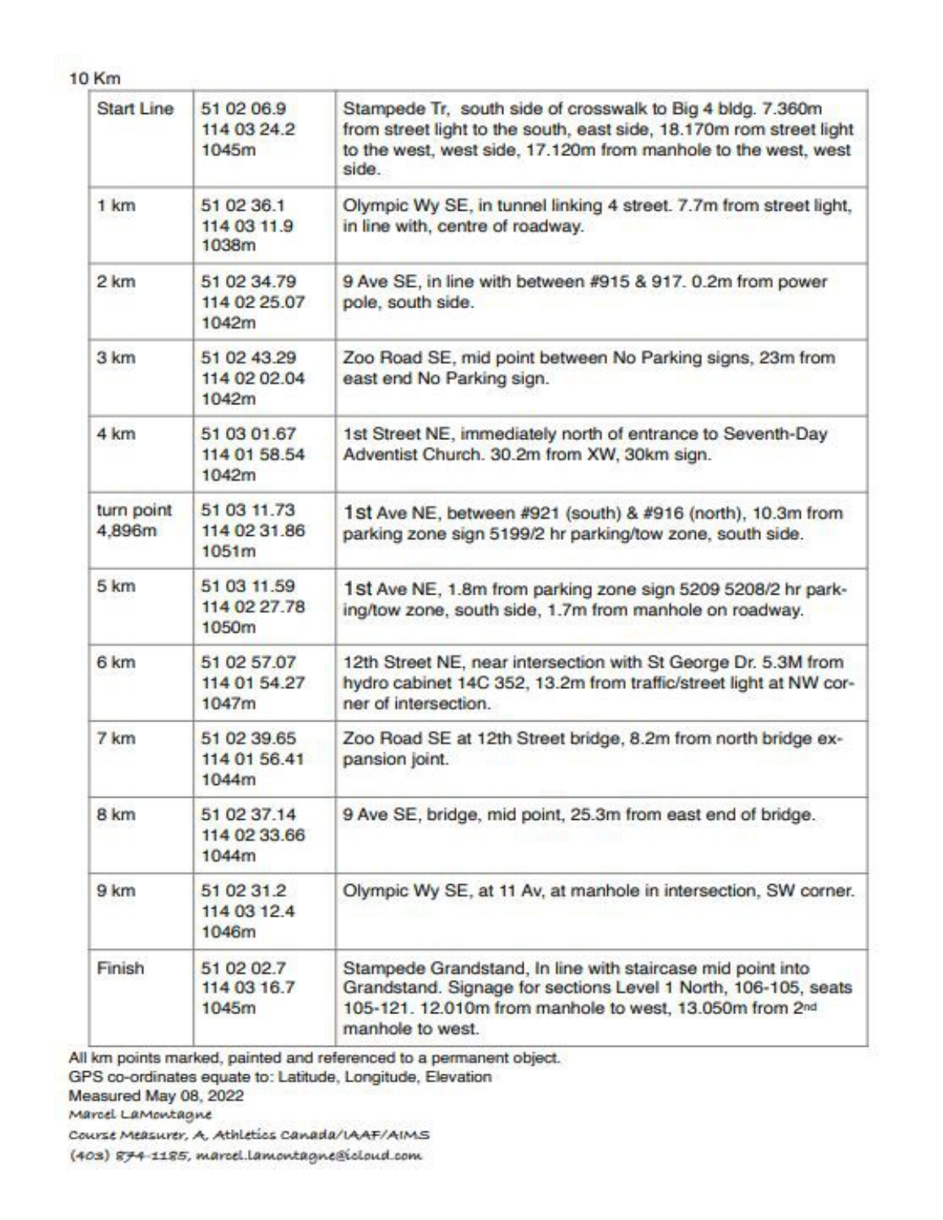10 Km

| | | |
|---|---|---|
| Start Line | 51 02 06.9<br>114 03 24.2<br>1045m | Stampede Tr, south side of crosswalk to Big 4 bldg. 7.360m from street light to the south, east side, 18.170m rom street light to the west, west side, 17.120m from manhole to the west, west side. |
| 1 km | 51 02 36.1<br>114 03 11.9<br>1038m | Olympic Wy SE, in tunnel linking 4 street. 7.7m from street light, in line with, centre of roadway. |
| 2 km | 51 02 34.79<br>114 02 25.07<br>1042m | 9 Ave SE, in line with between #915 & 917. 0.2m from power pole, south side. |
| 3 km | 51 02 43.29<br>114 02 02.04<br>1042m | Zoo Road SE, mid point between No Parking signs, 23m from east end No Parking sign. |
| 4 km | 51 03 01.67<br>114 01 58.54<br>1042m | 1st Street NE, immediately north of entrance to Seventh-Day Adventist Church. 30.2m from XW, 30km sign. |
| turn point 4,896m | 51 03 11.73<br>114 02 31.86<br>1051m | 1st Ave NE, between #921 (south) & #916 (north), 10.3m from parking zone sign 5199/2 hr parking/tow zone, south side. |
| 5 km | 51 03 11.59<br>114 02 27.78<br>1050m | 1st Ave NE, 1.8m from parking zone sign 5209 5208/2 hr parking/tow zone, south side, 1.7m from manhole on roadway. |
| 6 km | 51 02 57.07<br>114 01 54.27<br>1047m | 12th Street NE, near intersection with St George Dr. 5.3M from hydro cabinet 14C 352, 13.2m from traffic/street light at NW corner of intersection. |
| 7 km | 51 02 39.65<br>114 01 56.41<br>1044m | Zoo Road SE at 12th Street bridge, 8.2m from north bridge expansion joint. |
| 8 km | 51 02 37.14<br>114 02 33.66<br>1044m | 9 Ave SE, bridge, mid point, 25.3m from east end of bridge. |
| 9 km | 51 02 31.2<br>114 03 12.4<br>1046m | Olympic Wy SE, at 11 Av, at manhole in intersection, SW corner. |
| Finish | 51 02 02.7<br>114 03 16.7<br>1045m | Stampede Grandstand, In line with staircase mid point into Grandstand. Signage for sections Level 1 North, 106-105, seats 105-121. 12.010m from manhole to west, 13.050m from 2nd manhole to west. |

All km points marked, painted and referenced to a permanent object.
GPS co-ordinates equate to: Latitude, Longitude, Elevation
Measured May 08, 2022

Marcel LaMontagne
Course Measurer, A, Athletics Canada/IAAF/AIMS
(403) 874-1185, marcel.lamontagne@icloud.com